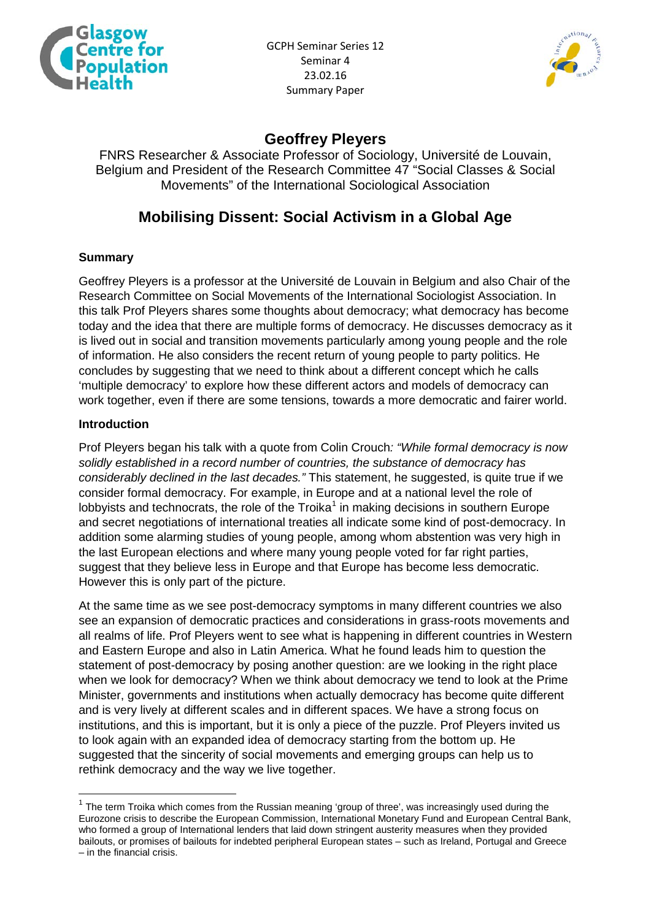GCPH Seminar Series 12
Seminar 4
23.02.16
Summary Paper

# Geoffrey Pleyers

FNRS Researcher & Associate Professor of Sociology, Université de Louvain, Belgium and President of the Research Committee 47 "Social Classes & Social Movements" of the International Sociological Association

## Mobilising Dissent: Social Activism in a Global Age

### Summary

Geoffrey Pleyers is a professor at the Université de Louvain in Belgium and also Chair of the Research Committee on Social Movements of the International Sociologist Association. In this talk Prof Pleyers shares some thoughts about democracy; what democracy has become today and the idea that there are multiple forms of democracy. He discusses democracy as it is lived out in social and transition movements particularly among young people and the role of information. He also considers the recent return of young people to party politics. He concludes by suggesting that we need to think about a different concept which he calls 'multiple democracy' to explore how these different actors and models of democracy can work together, even if there are some tensions, towards a more democratic and fairer world.

### Introduction

Prof Pleyers began his talk with a quote from Colin Crouch*: "While formal democracy is now solidly established in a record number of countries, the substance of democracy has considerably declined in the last decades."* This statement, he suggested, is quite true if we consider formal democracy. For example, in Europe and at a national level the role of lobbyists and technocrats, the role of the Troika[1] in making decisions in southern Europe and secret negotiations of international treaties all indicate some kind of post-democracy. In addition some alarming studies of young people, among whom abstention was very high in the last European elections and where many young people voted for far right parties, suggest that they believe less in Europe and that Europe has become less democratic. However this is only part of the picture.

At the same time as we see post-democracy symptoms in many different countries we also see an expansion of democratic practices and considerations in grass-roots movements and all realms of life. Prof Pleyers went to see what is happening in different countries in Western and Eastern Europe and also in Latin America. What he found leads him to question the statement of post-democracy by posing another question: are we looking in the right place when we look for democracy? When we think about democracy we tend to look at the Prime Minister, governments and institutions when actually democracy has become quite different and is very lively at different scales and in different spaces. We have a strong focus on institutions, and this is important, but it is only a piece of the puzzle. Prof Pleyers invited us to look again with an expanded idea of democracy starting from the bottom up. He suggested that the sincerity of social movements and emerging groups can help us to rethink democracy and the way we live together.

[1] The term Troika which comes from the Russian meaning 'group of three', was increasingly used during the Eurozone crisis to describe the European Commission, International Monetary Fund and European Central Bank, who formed a group of International lenders that laid down stringent austerity measures when they provided bailouts, or promises of bailouts for indebted peripheral European states – such as Ireland, Portugal and Greece – in the financial crisis.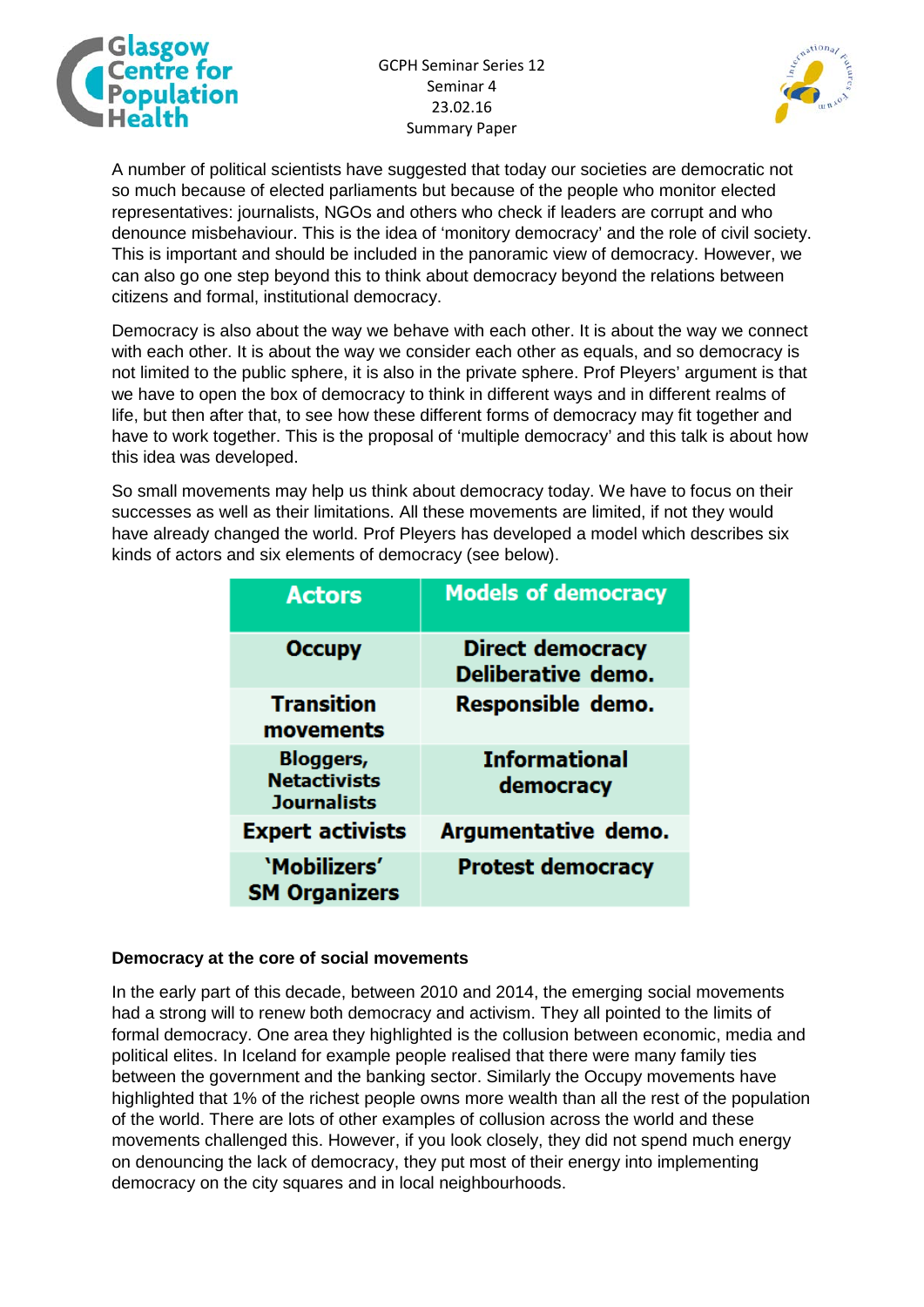A number of political scientists have suggested that today our societies are democratic not so much because of elected parliaments but because of the people who monitor elected representatives: journalists, NGOs and others who check if leaders are corrupt and who denounce misbehaviour. This is the idea of 'monitory democracy' and the role of civil society. This is important and should be included in the panoramic view of democracy. However, we can also go one step beyond this to think about democracy beyond the relations between citizens and formal, institutional democracy.

Democracy is also about the way we behave with each other. It is about the way we connect with each other. It is about the way we consider each other as equals, and so democracy is not limited to the public sphere, it is also in the private sphere. Prof Pleyers' argument is that we have to open the box of democracy to think in different ways and in different realms of life, but then after that, to see how these different forms of democracy may fit together and have to work together. This is the proposal of 'multiple democracy' and this talk is about how this idea was developed.

So small movements may help us think about democracy today. We have to focus on their successes as well as their limitations. All these movements are limited, if not they would have already changed the world. Prof Pleyers has developed a model which describes six kinds of actors and six elements of democracy (see below).

| Actors | Models of democracy |
|---|---|
| Occupy | Direct democracy Deliberative demo. |
| Transition movements | Responsible demo. |
| Bloggers, Netactivists Journalists | Informational democracy |
| Expert activists | Argumentative demo. |
| 'Mobilizers' SM Organizers | Protest democracy |

**Democracy at the core of social movements**

In the early part of this decade, between 2010 and 2014, the emerging social movements had a strong will to renew both democracy and activism. They all pointed to the limits of formal democracy. One area they highlighted is the collusion between economic, media and political elites. In Iceland for example people realised that there were many family ties between the government and the banking sector. Similarly the Occupy movements have highlighted that 1% of the richest people owns more wealth than all the rest of the population of the world. There are lots of other examples of collusion across the world and these movements challenged this. However, if you look closely, they did not spend much energy on denouncing the lack of democracy, they put most of their energy into implementing democracy on the city squares and in local neighbourhoods.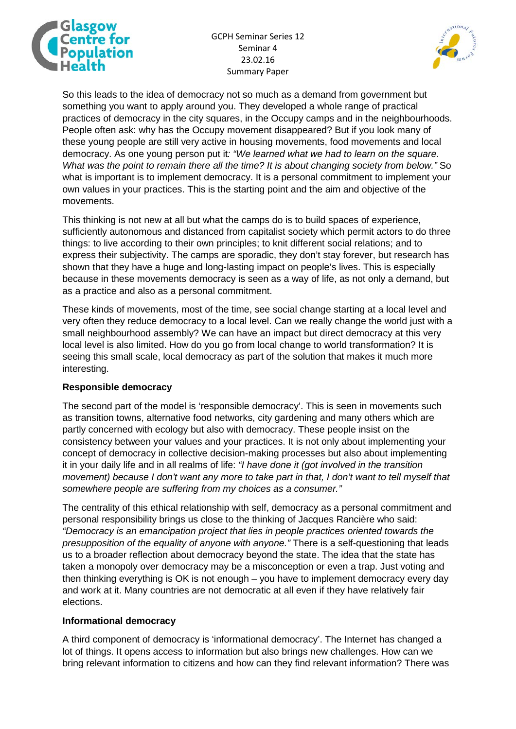So this leads to the idea of democracy not so much as a demand from government but something you want to apply around you. They developed a whole range of practical practices of democracy in the city squares, in the Occupy camps and in the neighbourhoods. People often ask: why has the Occupy movement disappeared? But if you look many of these young people are still very active in housing movements, food movements and local democracy. As one young person put it*: "We learned what we had to learn on the square. What was the point to remain there all the time? It is about changing society from below."* So what is important is to implement democracy. It is a personal commitment to implement your own values in your practices. This is the starting point and the aim and objective of the movements.

This thinking is not new at all but what the camps do is to build spaces of experience, sufficiently autonomous and distanced from capitalist society which permit actors to do three things: to live according to their own principles; to knit different social relations; and to express their subjectivity. The camps are sporadic, they don't stay forever, but research has shown that they have a huge and long-lasting impact on people's lives. This is especially because in these movements democracy is seen as a way of life, as not only a demand, but as a practice and also as a personal commitment.

These kinds of movements, most of the time, see social change starting at a local level and very often they reduce democracy to a local level. Can we really change the world just with a small neighbourhood assembly? We can have an impact but direct democracy at this very local level is also limited. How do you go from local change to world transformation? It is seeing this small scale, local democracy as part of the solution that makes it much more interesting.

**Responsible democracy**

The second part of the model is 'responsible democracy'. This is seen in movements such as transition towns, alternative food networks, city gardening and many others which are partly concerned with ecology but also with democracy. These people insist on the consistency between your values and your practices. It is not only about implementing your concept of democracy in collective decision-making processes but also about implementing it in your daily life and in all realms of life: *"I have done it (got involved in the transition movement) because I don't want any more to take part in that, I don't want to tell myself that somewhere people are suffering from my choices as a consumer."*

The centrality of this ethical relationship with self, democracy as a personal commitment and personal responsibility brings us close to the thinking of Jacques Rancière who said: *"Democracy is an emancipation project that lies in people practices oriented towards the presupposition of the equality of anyone with anyone."* There is a self-questioning that leads us to a broader reflection about democracy beyond the state. The idea that the state has taken a monopoly over democracy may be a misconception or even a trap. Just voting and then thinking everything is OK is not enough – you have to implement democracy every day and work at it. Many countries are not democratic at all even if they have relatively fair elections.

**Informational democracy**

A third component of democracy is 'informational democracy'. The Internet has changed a lot of things. It opens access to information but also brings new challenges. How can we bring relevant information to citizens and how can they find relevant information? There was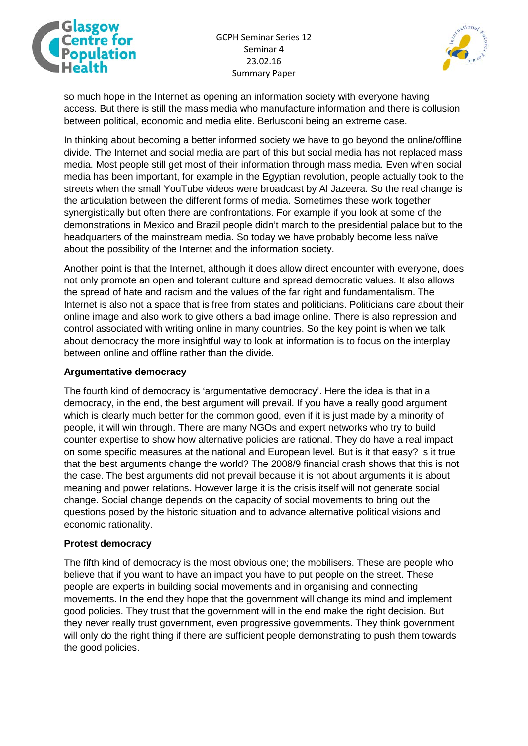so much hope in the Internet as opening an information society with everyone having access. But there is still the mass media who manufacture information and there is collusion between political, economic and media elite. Berlusconi being an extreme case.

In thinking about becoming a better informed society we have to go beyond the online/offline divide. The Internet and social media are part of this but social media has not replaced mass media. Most people still get most of their information through mass media. Even when social media has been important, for example in the Egyptian revolution, people actually took to the streets when the small YouTube videos were broadcast by Al Jazeera. So the real change is the articulation between the different forms of media. Sometimes these work together synergistically but often there are confrontations. For example if you look at some of the demonstrations in Mexico and Brazil people didn't march to the presidential palace but to the headquarters of the mainstream media. So today we have probably become less naïve about the possibility of the Internet and the information society.

Another point is that the Internet, although it does allow direct encounter with everyone, does not only promote an open and tolerant culture and spread democratic values. It also allows the spread of hate and racism and the values of the far right and fundamentalism. The Internet is also not a space that is free from states and politicians. Politicians care about their online image and also work to give others a bad image online. There is also repression and control associated with writing online in many countries. So the key point is when we talk about democracy the more insightful way to look at information is to focus on the interplay between online and offline rather than the divide.

**Argumentative democracy**

The fourth kind of democracy is 'argumentative democracy'. Here the idea is that in a democracy, in the end, the best argument will prevail. If you have a really good argument which is clearly much better for the common good, even if it is just made by a minority of people, it will win through. There are many NGOs and expert networks who try to build counter expertise to show how alternative policies are rational. They do have a real impact on some specific measures at the national and European level. But is it that easy? Is it true that the best arguments change the world? The 2008/9 financial crash shows that this is not the case. The best arguments did not prevail because it is not about arguments it is about meaning and power relations. However large it is the crisis itself will not generate social change. Social change depends on the capacity of social movements to bring out the questions posed by the historic situation and to advance alternative political visions and economic rationality.

**Protest democracy**

The fifth kind of democracy is the most obvious one; the mobilisers. These are people who believe that if you want to have an impact you have to put people on the street. These people are experts in building social movements and in organising and connecting movements. In the end they hope that the government will change its mind and implement good policies. They trust that the government will in the end make the right decision. But they never really trust government, even progressive governments. They think government will only do the right thing if there are sufficient people demonstrating to push them towards the good policies.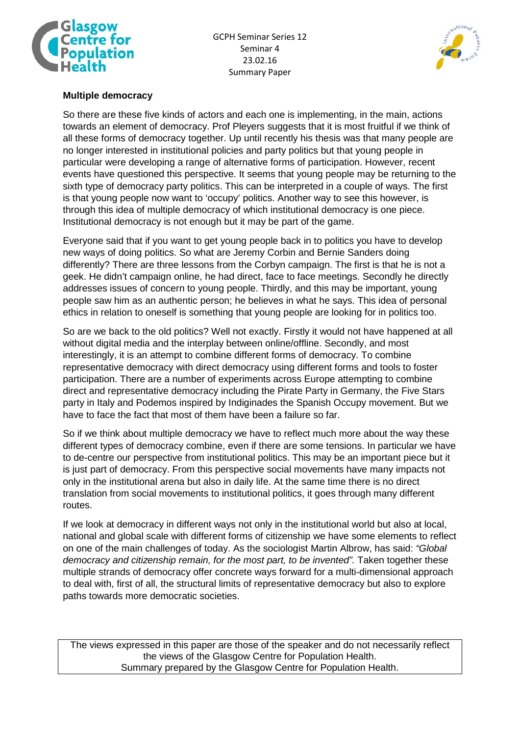**Multiple democracy**

So there are these five kinds of actors and each one is implementing, in the main, actions towards an element of democracy. Prof Pleyers suggests that it is most fruitful if we think of all these forms of democracy together. Up until recently his thesis was that many people are no longer interested in institutional policies and party politics but that young people in particular were developing a range of alternative forms of participation. However, recent events have questioned this perspective. It seems that young people may be returning to the sixth type of democracy party politics. This can be interpreted in a couple of ways. The first is that young people now want to 'occupy' politics. Another way to see this however, is through this idea of multiple democracy of which institutional democracy is one piece. Institutional democracy is not enough but it may be part of the game.

Everyone said that if you want to get young people back in to politics you have to develop new ways of doing politics. So what are Jeremy Corbin and Bernie Sanders doing differently? There are three lessons from the Corbyn campaign. The first is that he is not a geek. He didn't campaign online, he had direct, face to face meetings. Secondly he directly addresses issues of concern to young people. Thirdly, and this may be important, young people saw him as an authentic person; he believes in what he says. This idea of personal ethics in relation to oneself is something that young people are looking for in politics too.

So are we back to the old politics? Well not exactly. Firstly it would not have happened at all without digital media and the interplay between online/offline. Secondly, and most interestingly, it is an attempt to combine different forms of democracy. To combine representative democracy with direct democracy using different forms and tools to foster participation. There are a number of experiments across Europe attempting to combine direct and representative democracy including the Pirate Party in Germany, the Five Stars party in Italy and Podemos inspired by Indiginades the Spanish Occupy movement. But we have to face the fact that most of them have been a failure so far.

So if we think about multiple democracy we have to reflect much more about the way these different types of democracy combine, even if there are some tensions. In particular we have to de-centre our perspective from institutional politics. This may be an important piece but it is just part of democracy. From this perspective social movements have many impacts not only in the institutional arena but also in daily life. At the same time there is no direct translation from social movements to institutional politics, it goes through many different routes.

If we look at democracy in different ways not only in the institutional world but also at local, national and global scale with different forms of citizenship we have some elements to reflect on one of the main challenges of today. As the sociologist Martin Albrow, has said: *"Global democracy and citizenship remain, for the most part, to be invented".* Taken together these multiple strands of democracy offer concrete ways forward for a multi-dimensional approach to deal with, first of all, the structural limits of representative democracy but also to explore paths towards more democratic societies.

The views expressed in this paper are those of the speaker and do not necessarily reflect the views of the Glasgow Centre for Population Health.
Summary prepared by the Glasgow Centre for Population Health.